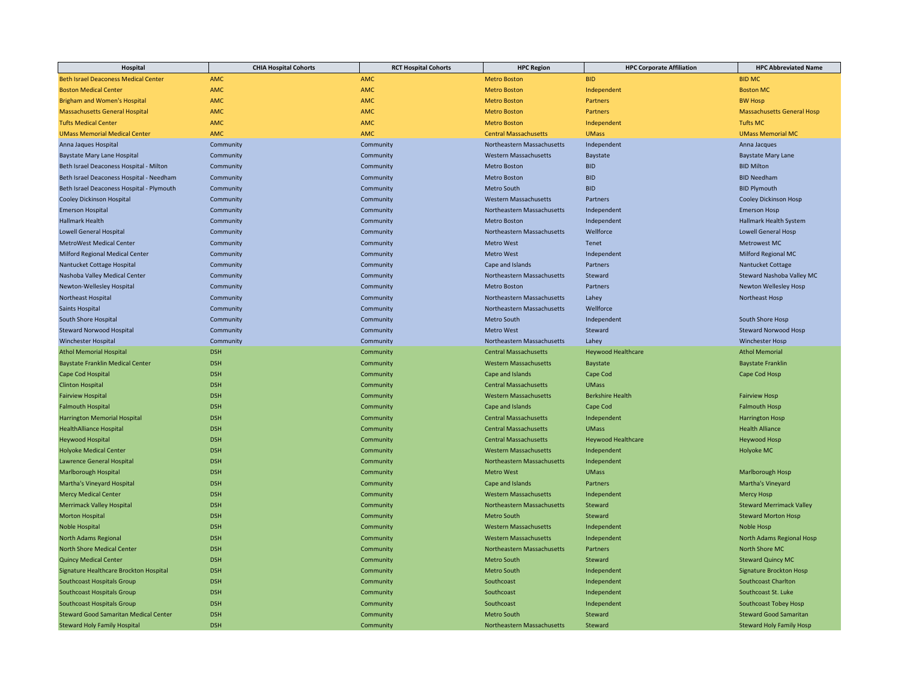| Hospital | CHIA Hospital Cohorts | RCT Hospital Cohorts | HPC Region | HPC Corporate Affiliation | HPC Abbreviated Name |
|---|---|---|---|---|---|
| Beth Israel Deaconess Medical Center | AMC | AMC | Metro Boston | BID | BID MC |
| Boston Medical Center | AMC | AMC | Metro Boston | Independent | Boston MC |
| Brigham and Women's Hospital | AMC | AMC | Metro Boston | Partners | BW Hosp |
| Massachusetts General Hospital | AMC | AMC | Metro Boston | Partners | Massachusetts General Hosp |
| Tufts Medical Center | AMC | AMC | Metro Boston | Independent | Tufts MC |
| UMass Memorial Medical Center | AMC | AMC | Central Massachusetts | UMass | UMass Memorial MC |
| Anna Jaques Hospital | Community | Community | Northeastern Massachusetts | Independent | Anna Jacques |
| Baystate Mary Lane Hospital | Community | Community | Western Massachusetts | Baystate | Baystate Mary Lane |
| Beth Israel Deaconess Hospital - Milton | Community | Community | Metro Boston | BID | BID Milton |
| Beth Israel Deaconess Hospital - Needham | Community | Community | Metro Boston | BID | BID Needham |
| Beth Israel Deaconess Hospital - Plymouth | Community | Community | Metro South | BID | BID Plymouth |
| Cooley Dickinson Hospital | Community | Community | Western Massachusetts | Partners | Cooley Dickinson Hosp |
| Emerson Hospital | Community | Community | Northeastern Massachusetts | Independent | Emerson Hosp |
| Hallmark Health | Community | Community | Metro Boston | Independent | Hallmark Health System |
| Lowell General Hospital | Community | Community | Northeastern Massachusetts | Wellforce | Lowell General Hosp |
| MetroWest Medical Center | Community | Community | Metro West | Tenet | Metrowest MC |
| Milford Regional Medical Center | Community | Community | Metro West | Independent | Milford Regional MC |
| Nantucket Cottage Hospital | Community | Community | Cape and Islands | Partners | Nantucket Cottage |
| Nashoba Valley Medical Center | Community | Community | Northeastern Massachusetts | Steward | Steward Nashoba Valley MC |
| Newton-Wellesley Hospital | Community | Community | Metro Boston | Partners | Newton Wellesley Hosp |
| Northeast Hospital | Community | Community | Northeastern Massachusetts | Lahey | Northeast Hosp |
| Saints Hospital | Community | Community | Northeastern Massachusetts | Wellforce | |
| South Shore Hospital | Community | Community | Metro South | Independent | South Shore Hosp |
| Steward Norwood Hospital | Community | Community | Metro West | Steward | Steward Norwood Hosp |
| Winchester Hospital | Community | Community | Northeastern Massachusetts | Lahey | Winchester Hosp |
| Athol Memorial Hospital | DSH | Community | Central Massachusetts | Heywood Healthcare | Athol Memorial |
| Baystate Franklin Medical Center | DSH | Community | Western Massachusetts | Baystate | Baystate Franklin |
| Cape Cod Hospital | DSH | Community | Cape and Islands | Cape Cod | Cape Cod Hosp |
| Clinton Hospital | DSH | Community | Central Massachusetts | UMass | |
| Fairview Hospital | DSH | Community | Western Massachusetts | Berkshire Health | Fairview Hosp |
| Falmouth Hospital | DSH | Community | Cape and Islands | Cape Cod | Falmouth Hosp |
| Harrington Memorial Hospital | DSH | Community | Central Massachusetts | Independent | Harrington Hosp |
| HealthAlliance Hospital | DSH | Community | Central Massachusetts | UMass | Health Alliance |
| Heywood Hospital | DSH | Community | Central Massachusetts | Heywood Healthcare | Heywood Hosp |
| Holyoke Medical Center | DSH | Community | Western Massachusetts | Independent | Holyoke MC |
| Lawrence General Hospital | DSH | Community | Northeastern Massachusetts | Independent | |
| Marlborough Hospital | DSH | Community | Metro West | UMass | Marlborough Hosp |
| Martha's Vineyard Hospital | DSH | Community | Cape and Islands | Partners | Martha's Vineyard |
| Mercy Medical Center | DSH | Community | Western Massachusetts | Independent | Mercy Hosp |
| Merrimack Valley Hospital | DSH | Community | Northeastern Massachusetts | Steward | Steward Merrimack Valley |
| Morton Hospital | DSH | Community | Metro South | Steward | Steward Morton Hosp |
| Noble Hospital | DSH | Community | Western Massachusetts | Independent | Noble Hosp |
| North Adams Regional | DSH | Community | Western Massachusetts | Independent | North Adams Regional Hosp |
| North Shore Medical Center | DSH | Community | Northeastern Massachusetts | Partners | North Shore MC |
| Quincy Medical Center | DSH | Community | Metro South | Steward | Steward Quincy MC |
| Signature Healthcare Brockton Hospital | DSH | Community | Metro South | Independent | Signature Brockton Hosp |
| Southcoast Hospitals Group | DSH | Community | Southcoast | Independent | Southcoast Charlton |
| Southcoast Hospitals Group | DSH | Community | Southcoast | Independent | Southcoast St. Luke |
| Southcoast Hospitals Group | DSH | Community | Southcoast | Independent | Southcoast Tobey Hosp |
| Steward Good Samaritan Medical Center | DSH | Community | Metro South | Steward | Steward Good Samaritan |
| Steward Holy Family Hospital | DSH | Community | Northeastern Massachusetts | Steward | Steward Holy Family Hosp |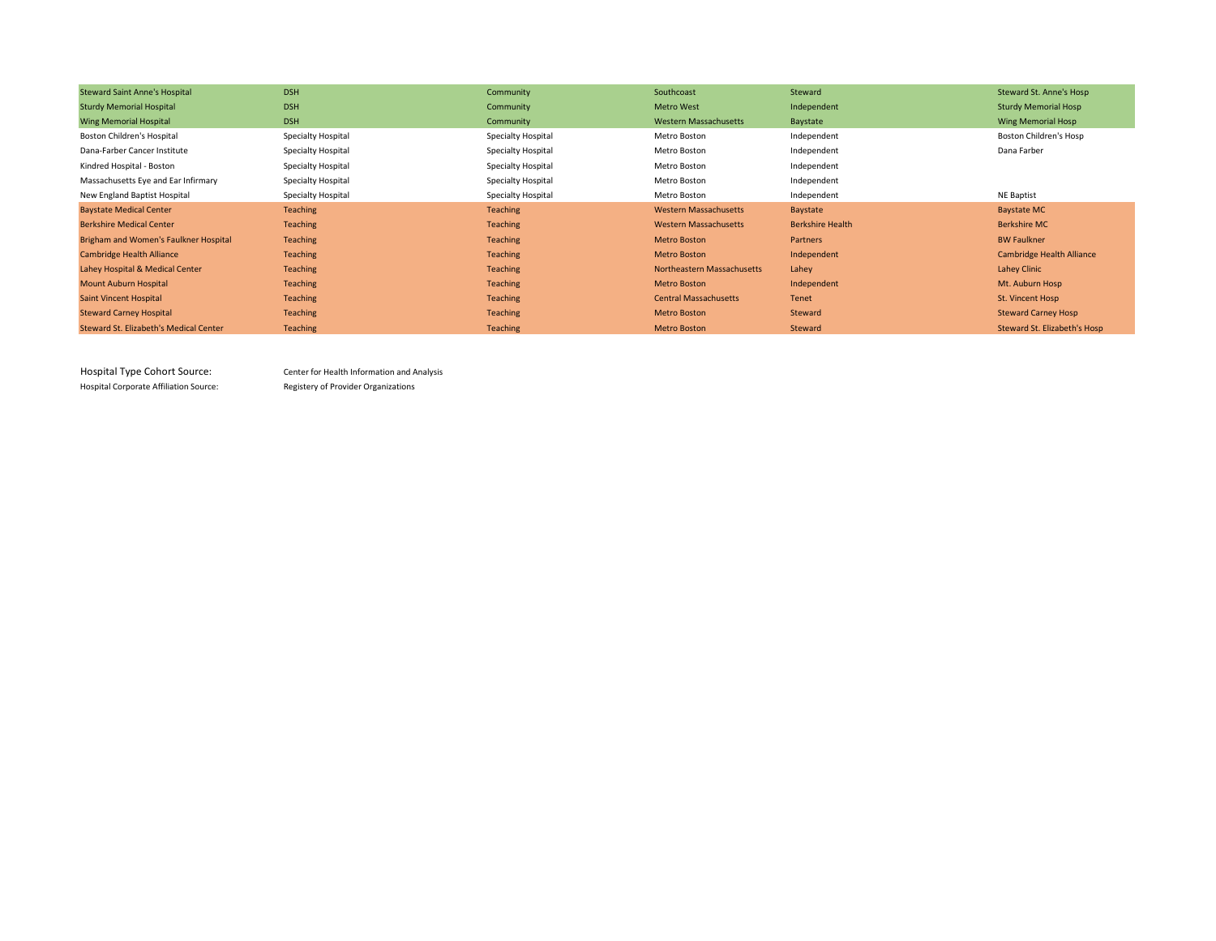| | | | | | |
|---|---|---|---|---|---|
| Steward Saint Anne's Hospital | DSH | Community | Southcoast | Steward | Steward St. Anne's Hosp |
| Sturdy Memorial Hospital | DSH | Community | Metro West | Independent | Sturdy Memorial Hosp |
| Wing Memorial Hospital | DSH | Community | Western Massachusetts | Baystate | Wing Memorial Hosp |
| Boston Children's Hospital | Specialty Hospital | Specialty Hospital | Metro Boston | Independent | Boston Children's Hosp |
| Dana-Farber Cancer Institute | Specialty Hospital | Specialty Hospital | Metro Boston | Independent | Dana Farber |
| Kindred Hospital - Boston | Specialty Hospital | Specialty Hospital | Metro Boston | Independent | |
| Massachusetts Eye and Ear Infirmary | Specialty Hospital | Specialty Hospital | Metro Boston | Independent | |
| New England Baptist Hospital | Specialty Hospital | Specialty Hospital | Metro Boston | Independent | NE Baptist |
| Baystate Medical Center | Teaching | Teaching | Western Massachusetts | Baystate | Baystate MC |
| Berkshire Medical Center | Teaching | Teaching | Western Massachusetts | Berkshire Health | Berkshire MC |
| Brigham and Women's Faulkner Hospital | Teaching | Teaching | Metro Boston | Partners | BW Faulkner |
| Cambridge Health Alliance | Teaching | Teaching | Metro Boston | Independent | Cambridge Health Alliance |
| Lahey Hospital & Medical Center | Teaching | Teaching | Northeastern Massachusetts | Lahey | Lahey Clinic |
| Mount Auburn Hospital | Teaching | Teaching | Metro Boston | Independent | Mt. Auburn Hosp |
| Saint Vincent Hospital | Teaching | Teaching | Central Massachusetts | Tenet | St. Vincent Hosp |
| Steward Carney Hospital | Teaching | Teaching | Metro Boston | Steward | Steward Carney Hosp |
| Steward St. Elizabeth's Medical Center | Teaching | Teaching | Metro Boston | Steward | Steward St. Elizabeth's Hosp |

Hospital Type Cohort Source: Center for Health Information and Analysis

Hospital Corporate Affiliation Source: Registery of Provider Organizations